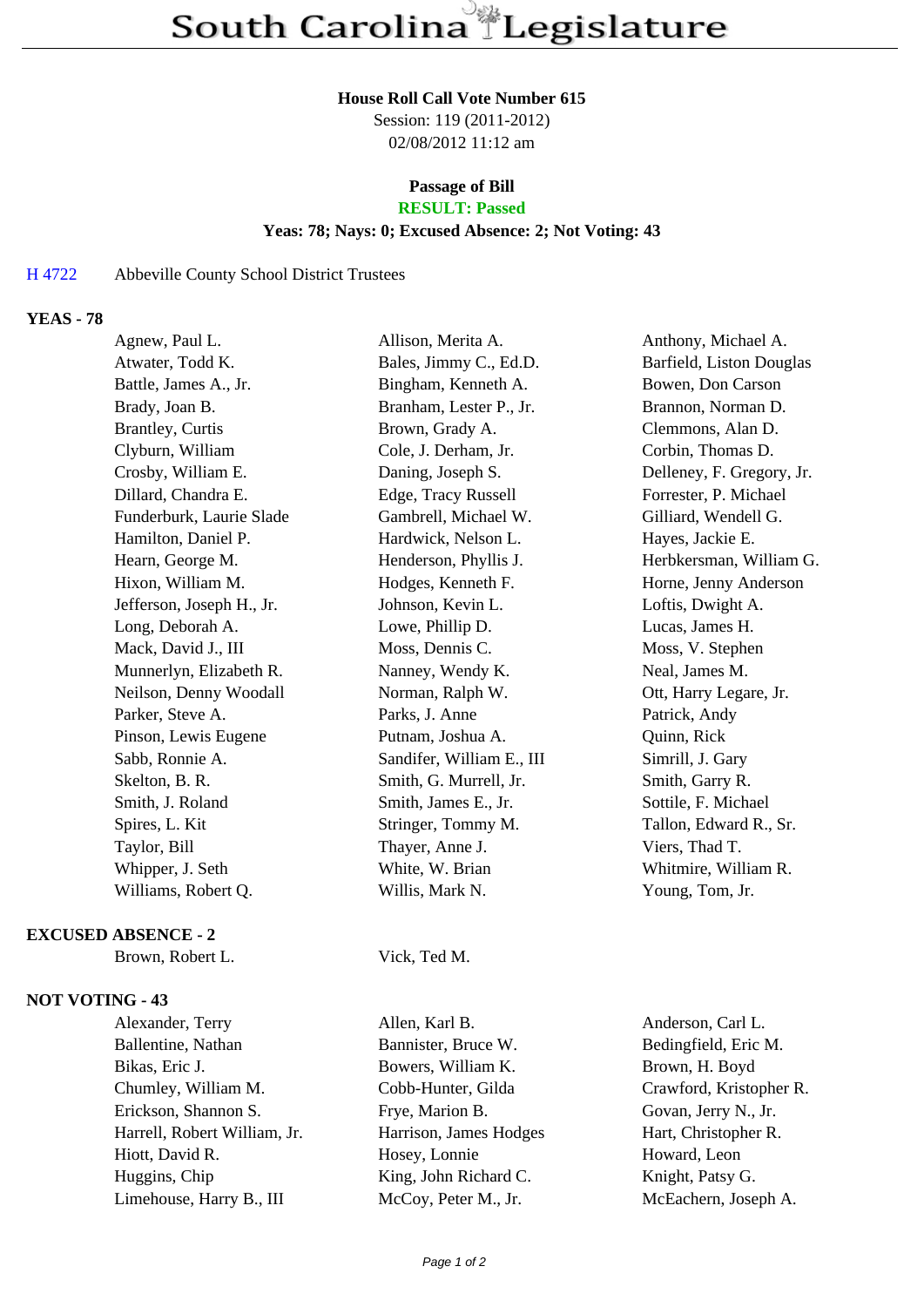# South Carolina Legislature

**House Roll Call Vote Number 615**
Session: 119 (2011-2012)
02/08/2012 11:12 am

**Passage of Bill**
**RESULT: Passed**
**Yeas: 78; Nays: 0; Excused Absence: 2; Not Voting: 43**

H 4722 Abbeville County School District Trustees

**YEAS - 78**

| | | |
|---|---|---|
| Agnew, Paul L. | Allison, Merita A. | Anthony, Michael A. |
| Atwater, Todd K. | Bales, Jimmy C., Ed.D. | Barfield, Liston Douglas |
| Battle, James A., Jr. | Bingham, Kenneth A. | Bowen, Don Carson |
| Brady, Joan B. | Branham, Lester P., Jr. | Brannon, Norman D. |
| Brantley, Curtis | Brown, Grady A. | Clemmons, Alan D. |
| Clyburn, William | Cole, J. Derham, Jr. | Corbin, Thomas D. |
| Crosby, William E. | Daning, Joseph S. | Delleney, F. Gregory, Jr. |
| Dillard, Chandra E. | Edge, Tracy Russell | Forrester, P. Michael |
| Funderburk, Laurie Slade | Gambrell, Michael W. | Gilliard, Wendell G. |
| Hamilton, Daniel P. | Hardwick, Nelson L. | Hayes, Jackie E. |
| Hearn, George M. | Henderson, Phyllis J. | Herbkersman, William G. |
| Hixon, William M. | Hodges, Kenneth F. | Horne, Jenny Anderson |
| Jefferson, Joseph H., Jr. | Johnson, Kevin L. | Loftis, Dwight A. |
| Long, Deborah A. | Lowe, Phillip D. | Lucas, James H. |
| Mack, David J., III | Moss, Dennis C. | Moss, V. Stephen |
| Munnerlyn, Elizabeth R. | Nanney, Wendy K. | Neal, James M. |
| Neilson, Denny Woodall | Norman, Ralph W. | Ott, Harry Legare, Jr. |
| Parker, Steve A. | Parks, J. Anne | Patrick, Andy |
| Pinson, Lewis Eugene | Putnam, Joshua A. | Quinn, Rick |
| Sabb, Ronnie A. | Sandifer, William E., III | Simrill, J. Gary |
| Skelton, B. R. | Smith, G. Murrell, Jr. | Smith, Garry R. |
| Smith, J. Roland | Smith, James E., Jr. | Sottile, F. Michael |
| Spires, L. Kit | Stringer, Tommy M. | Tallon, Edward R., Sr. |
| Taylor, Bill | Thayer, Anne J. | Viers, Thad T. |
| Whipper, J. Seth | White, W. Brian | Whitmire, William R. |
| Williams, Robert Q. | Willis, Mark N. | Young, Tom, Jr. |

**EXCUSED ABSENCE - 2**

| | |
|---|---|
| Brown, Robert L. | Vick, Ted M. |

**NOT VOTING - 43**

| | | |
|---|---|---|
| Alexander, Terry | Allen, Karl B. | Anderson, Carl L. |
| Ballentine, Nathan | Bannister, Bruce W. | Bedingfield, Eric M. |
| Bikas, Eric J. | Bowers, William K. | Brown, H. Boyd |
| Chumley, William M. | Cobb-Hunter, Gilda | Crawford, Kristopher R. |
| Erickson, Shannon S. | Frye, Marion B. | Govan, Jerry N., Jr. |
| Harrell, Robert William, Jr. | Harrison, James Hodges | Hart, Christopher R. |
| Hiott, David R. | Hosey, Lonnie | Howard, Leon |
| Huggins, Chip | King, John Richard C. | Knight, Patsy G. |
| Limehouse, Harry B., III | McCoy, Peter M., Jr. | McEachern, Joseph A. |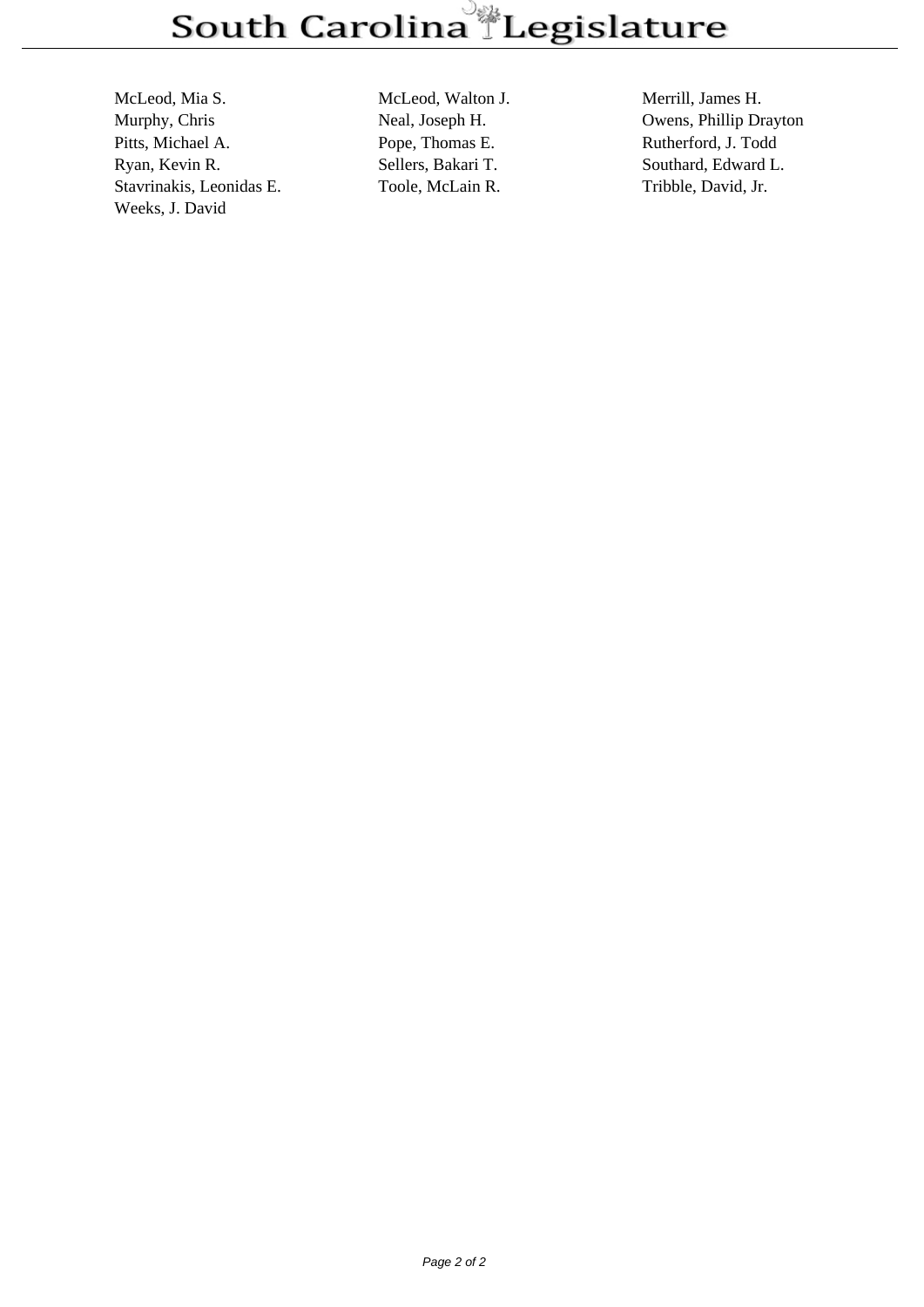McLeod, Mia S.
McLeod, Walton J.
Merrill, James H.
Murphy, Chris
Neal, Joseph H.
Owens, Phillip Drayton
Pitts, Michael A.
Pope, Thomas E.
Rutherford, J. Todd
Ryan, Kevin R.
Sellers, Bakari T.
Southard, Edward L.
Stavrinakis, Leonidas E.
Toole, McLain R.
Tribble, David, Jr.
Weeks, J. David